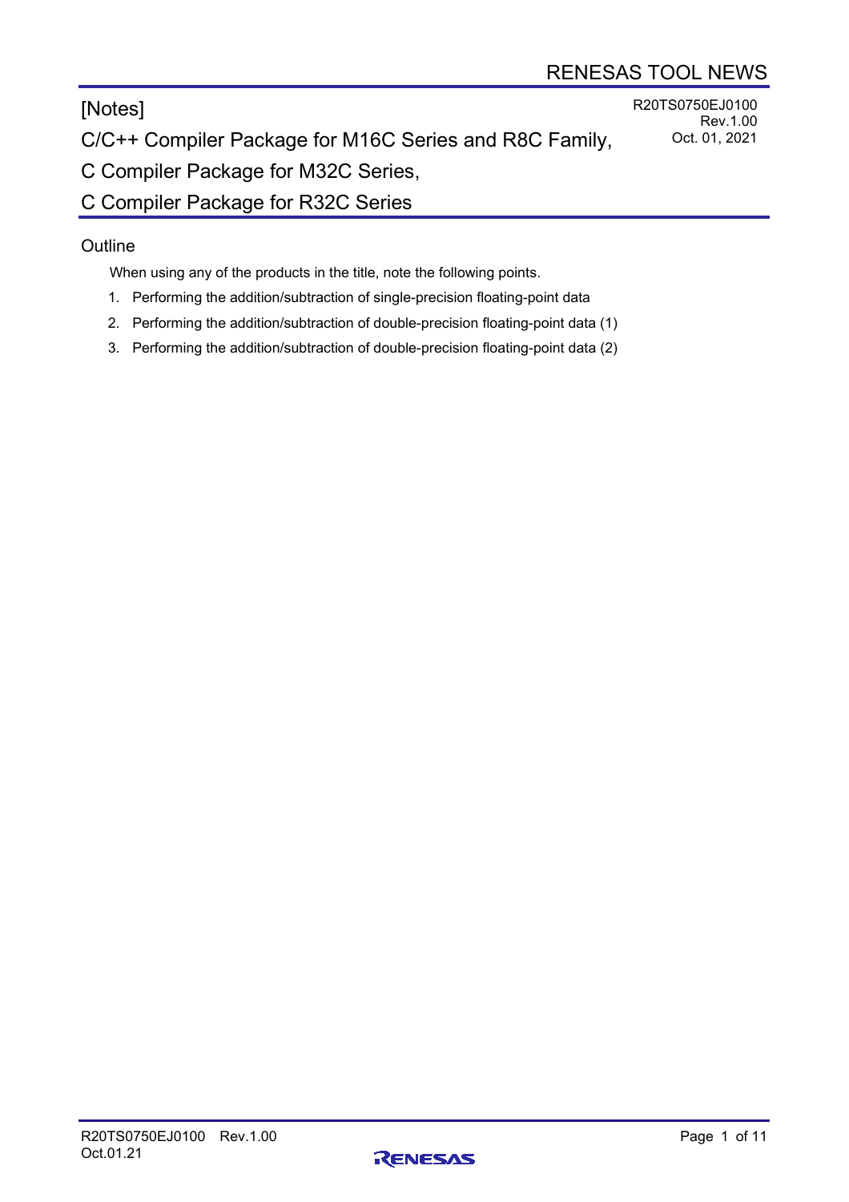RENESAS TOOL NEWS

# [Notes]

# C/C++ Compiler Package for M16C Series and R8C Family, C Compiler Package for M32C Series, C Compiler Package for R32C Series

R20TS0750EJ0100
Rev.1.00
Oct. 01, 2021

## Outline

When using any of the products in the title, note the following points.

1. Performing the addition/subtraction of single-precision floating-point data
2. Performing the addition/subtraction of double-precision floating-point data (1)
3. Performing the addition/subtraction of double-precision floating-point data (2)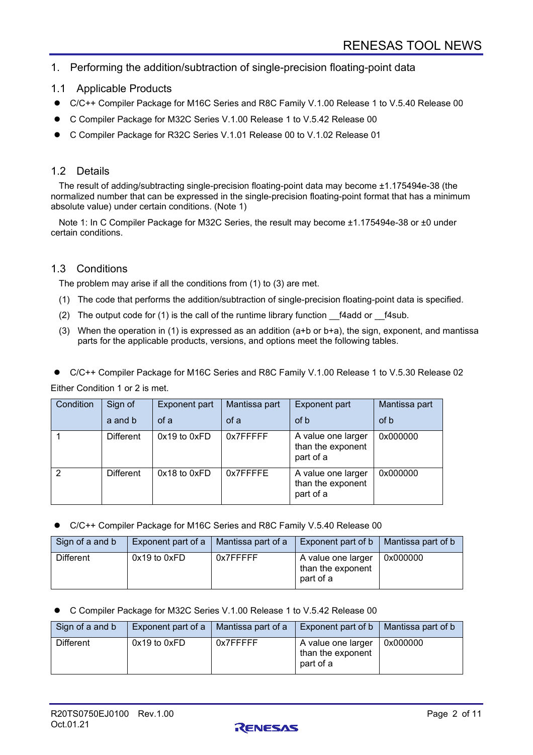## 1. Performing the addition/subtraction of single-precision floating-point data

### 1.1 Applicable Products

- C/C++ Compiler Package for M16C Series and R8C Family V.1.00 Release 1 to V.5.40 Release 00
- C Compiler Package for M32C Series V.1.00 Release 1 to V.5.42 Release 00
- C Compiler Package for R32C Series V.1.01 Release 00 to V.1.02 Release 01

### 1.2 Details

The result of adding/subtracting single-precision floating-point data may become ±1.175494e-38 (the normalized number that can be expressed in the single-precision floating-point format that has a minimum absolute value) under certain conditions. (Note 1)

Note 1: In C Compiler Package for M32C Series, the result may become ±1.175494e-38 or ±0 under certain conditions.

### 1.3 Conditions

The problem may arise if all the conditions from (1) to (3) are met.

(1) The code that performs the addition/subtraction of single-precision floating-point data is specified.

(2) The output code for (1) is the call of the runtime library function __f4add or __f4sub.

(3) When the operation in (1) is expressed as an addition (a+b or b+a), the sign, exponent, and mantissa parts for the applicable products, versions, and options meet the following tables.

- C/C++ Compiler Package for M16C Series and R8C Family V.1.00 Release 1 to V.5.30 Release 02

Either Condition 1 or 2 is met.

| Condition | Sign of a and b | Exponent part of a | Mantissa part of a | Exponent part of b | Mantissa part of b |
|---|---|---|---|---|---|
| 1 | Different | 0x19 to 0xFD | 0x7FFFFF | A value one larger than the exponent part of a | 0x000000 |
| 2 | Different | 0x18 to 0xFD | 0x7FFFFE | A value one larger than the exponent part of a | 0x000000 |

- C/C++ Compiler Package for M16C Series and R8C Family V.5.40 Release 00

| Sign of a and b | Exponent part of a | Mantissa part of a | Exponent part of b | Mantissa part of b |
|---|---|---|---|---|
| Different | 0x19 to 0xFD | 0x7FFFFF | A value one larger than the exponent part of a | 0x000000 |

- C Compiler Package for M32C Series V.1.00 Release 1 to V.5.42 Release 00

| Sign of a and b | Exponent part of a | Mantissa part of a | Exponent part of b | Mantissa part of b |
|---|---|---|---|---|
| Different | 0x19 to 0xFD | 0x7FFFFF | A value one larger than the exponent part of a | 0x000000 |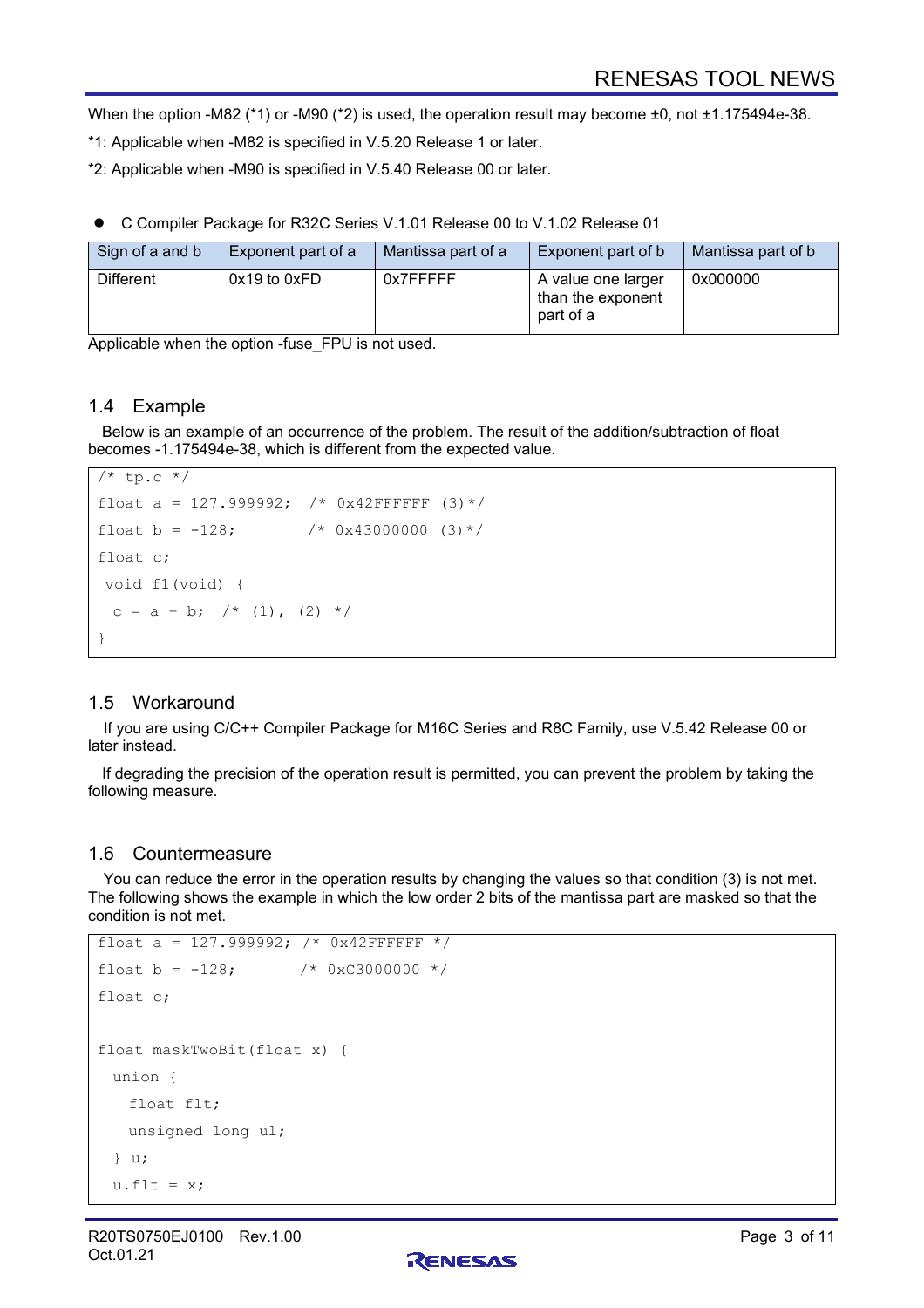When the option -M82 (*1) or -M90 (*2) is used, the operation result may become ±0, not ±1.175494e-38.

*1: Applicable when -M82 is specified in V.5.20 Release 1 or later.

*2: Applicable when -M90 is specified in V.5.40 Release 00 or later.

- C Compiler Package for R32C Series V.1.01 Release 00 to V.1.02 Release 01

| Sign of a and b | Exponent part of a | Mantissa part of a | Exponent part of b | Mantissa part of b |
|---|---|---|---|---|
| Different | 0x19 to 0xFD | 0x7FFFFF | A value one larger than the exponent part of a | 0x000000 |

Applicable when the option -fuse_FPU is not used.

## 1.4 Example

Below is an example of an occurrence of the problem. The result of the addition/subtraction of float becomes -1.175494e-38, which is different from the expected value.

```
/* tp.c */
float a = 127.999992;  /* 0x42FFFFFF (3)*/
float b = -128;        /* 0x43000000 (3)*/
float c;
 void f1(void) {
  c = a + b;  /* (1), (2) */
}
```

## 1.5 Workaround

If you are using C/C++ Compiler Package for M16C Series and R8C Family, use V.5.42 Release 00 or later instead.

If degrading the precision of the operation result is permitted, you can prevent the problem by taking the following measure.

## 1.6 Countermeasure

You can reduce the error in the operation results by changing the values so that condition (3) is not met. The following shows the example in which the low order 2 bits of the mantissa part are masked so that the condition is not met.

```
float a = 127.999992; /* 0x42FFFFFF */
float b = -128;       /* 0xC3000000 */
float c;

float maskTwoBit(float x) {
  union {
    float flt;
    unsigned long ul;
  } u;
  u.flt = x;
```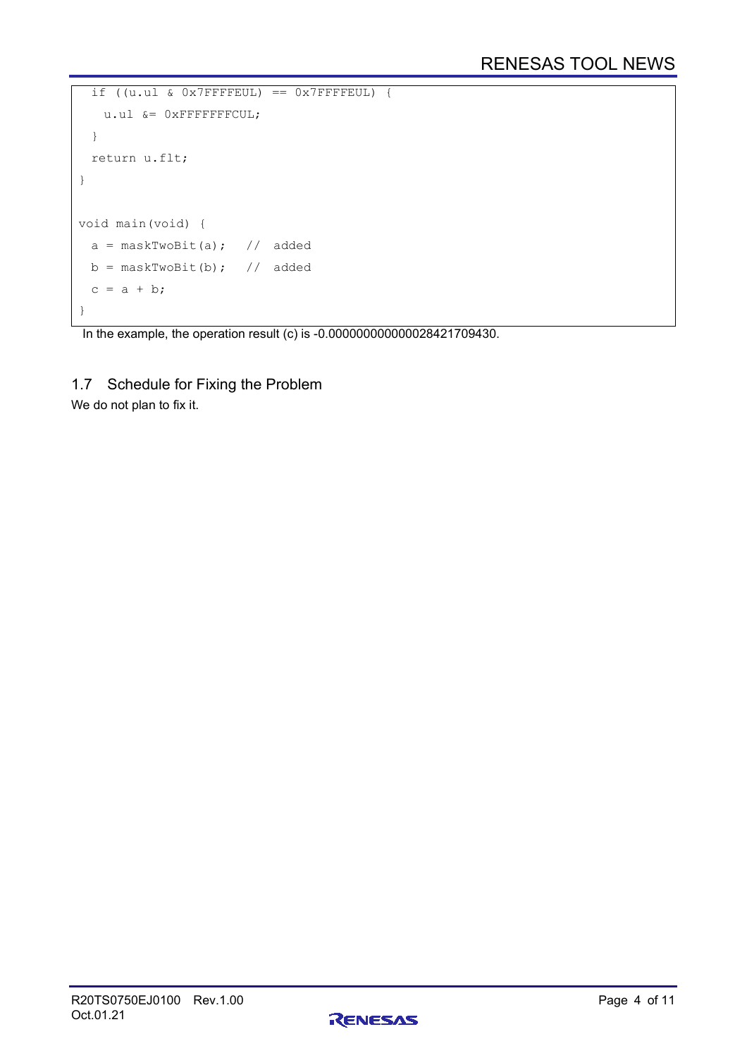```
  if ((u.ul & 0x7FFFFEUL) == 0x7FFFFEUL) {
    u.ul &= 0xFFFFFFFCUL;
  }
  return u.flt;
}

void main(void) {
  a = maskTwoBit(a);   //  added
  b = maskTwoBit(b);   //  added
  c = a + b;
}
```

In the example, the operation result (c) is -0.000000000000028421709430.

## 1.7 Schedule for Fixing the Problem

We do not plan to fix it.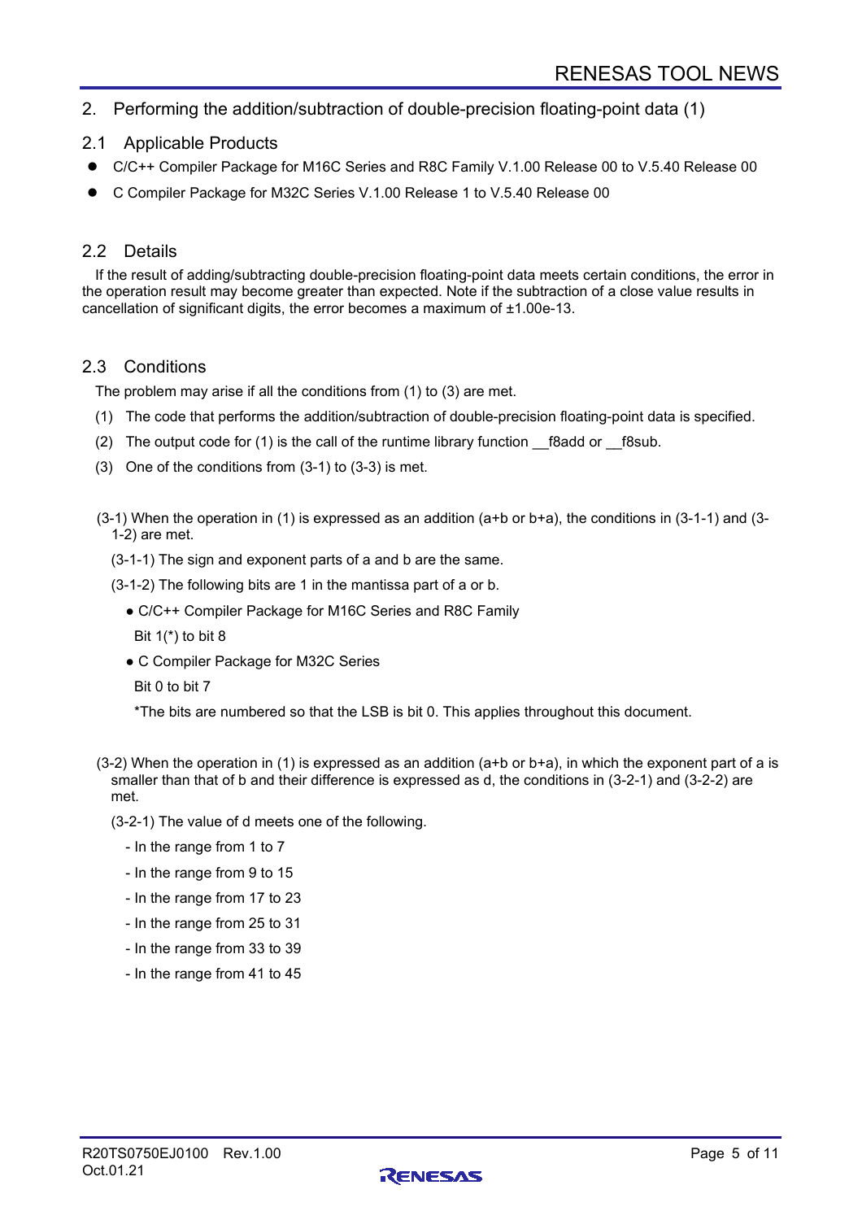## 2. Performing the addition/subtraction of double-precision floating-point data (1)

### 2.1 Applicable Products

- C/C++ Compiler Package for M16C Series and R8C Family V.1.00 Release 00 to V.5.40 Release 00
- C Compiler Package for M32C Series V.1.00 Release 1 to V.5.40 Release 00

### 2.2 Details

If the result of adding/subtracting double-precision floating-point data meets certain conditions, the error in the operation result may become greater than expected. Note if the subtraction of a close value results in cancellation of significant digits, the error becomes a maximum of ±1.00e-13.

### 2.3 Conditions

The problem may arise if all the conditions from (1) to (3) are met.

(1) The code that performs the addition/subtraction of double-precision floating-point data is specified.

(2) The output code for (1) is the call of the runtime library function __f8add or __f8sub.

(3) One of the conditions from (3-1) to (3-3) is met.

(3-1) When the operation in (1) is expressed as an addition (a+b or b+a), the conditions in (3-1-1) and (3-1-2) are met.

(3-1-1) The sign and exponent parts of a and b are the same.

(3-1-2) The following bits are 1 in the mantissa part of a or b.

- C/C++ Compiler Package for M16C Series and R8C Family

  Bit 1(*) to bit 8

- C Compiler Package for M32C Series

  Bit 0 to bit 7

  *The bits are numbered so that the LSB is bit 0. This applies throughout this document.

(3-2) When the operation in (1) is expressed as an addition (a+b or b+a), in which the exponent part of a is smaller than that of b and their difference is expressed as d, the conditions in (3-2-1) and (3-2-2) are met.

(3-2-1) The value of d meets one of the following.

- In the range from 1 to 7
- In the range from 9 to 15
- In the range from 17 to 23
- In the range from 25 to 31
- In the range from 33 to 39
- In the range from 41 to 45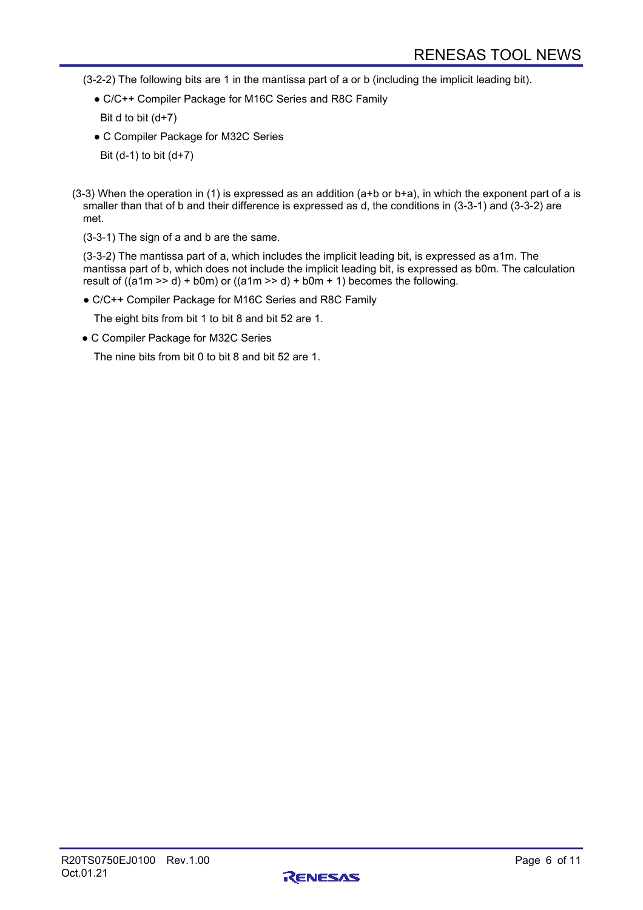(3-2-2) The following bits are 1 in the mantissa part of a or b (including the implicit leading bit).

- C/C++ Compiler Package for M16C Series and R8C Family

  Bit d to bit (d+7)

- C Compiler Package for M32C Series

  Bit (d-1) to bit (d+7)

(3-3) When the operation in (1) is expressed as an addition (a+b or b+a), in which the exponent part of a is smaller than that of b and their difference is expressed as d, the conditions in (3-3-1) and (3-3-2) are met.

(3-3-1) The sign of a and b are the same.

(3-3-2) The mantissa part of a, which includes the implicit leading bit, is expressed as a1m. The mantissa part of b, which does not include the implicit leading bit, is expressed as b0m. The calculation result of ((a1m >> d) + b0m) or ((a1m >> d) + b0m + 1) becomes the following.

- C/C++ Compiler Package for M16C Series and R8C Family

  The eight bits from bit 1 to bit 8 and bit 52 are 1.

- C Compiler Package for M32C Series

  The nine bits from bit 0 to bit 8 and bit 52 are 1.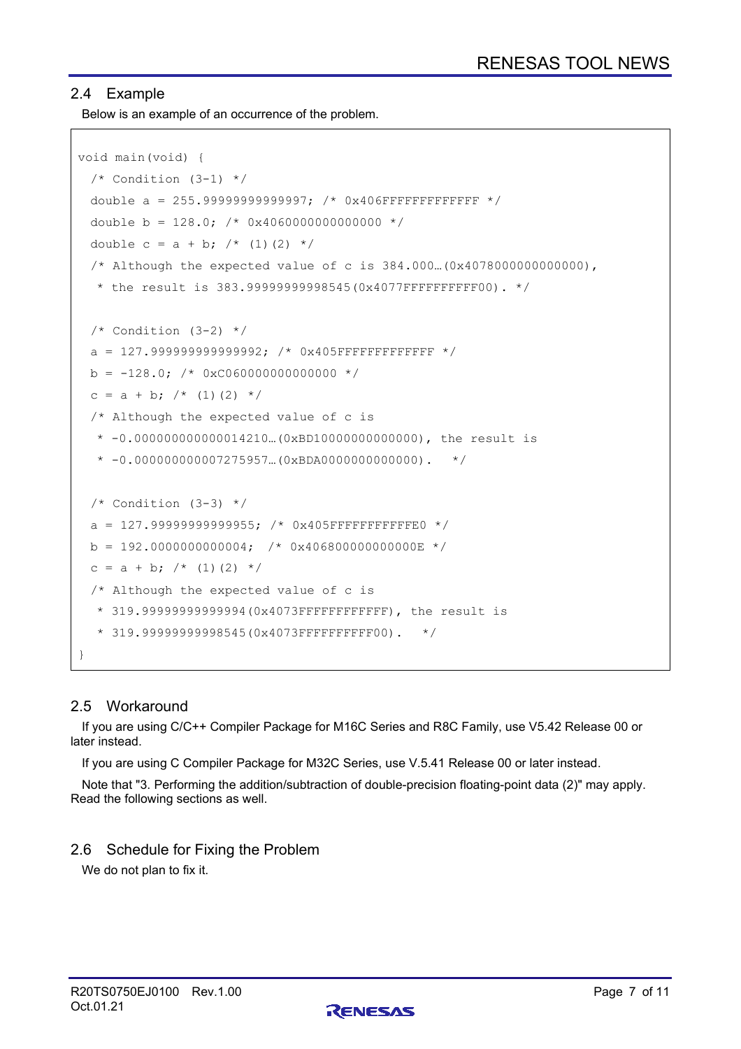## 2.4 Example

Below is an example of an occurrence of the problem.

```
void main(void) {
  /* Condition (3-1) */
  double a = 255.99999999999997; /* 0x406FFFFFFFFFFFFF */
  double b = 128.0; /* 0x4060000000000000 */
  double c = a + b; /* (1)(2) */
  /* Although the expected value of c is 384.000…(0x4078000000000000),
   * the result is 383.99999999998545(0x4077FFFFFFFFFF00). */

  /* Condition (3-2) */
  a = 127.999999999999992; /* 0x405FFFFFFFFFFFFF */
  b = -128.0; /* 0xC060000000000000 */
  c = a + b; /* (1)(2) */
  /* Although the expected value of c is
   * -0.000000000000014210…(0xBD10000000000000), the result is
   * -0.000000000007275957…(0xBDA0000000000000).   */

  /* Condition (3-3) */
  a = 127.99999999999955; /* 0x405FFFFFFFFFFFE0 */
  b = 192.0000000000004;  /* 0x406800000000000E */
  c = a + b; /* (1)(2) */
  /* Although the expected value of c is
   * 319.99999999999994(0x4073FFFFFFFFFFFF), the result is
   * 319.99999999998545(0x4073FFFFFFFFFF00).   */
}
```

## 2.5 Workaround

If you are using C/C++ Compiler Package for M16C Series and R8C Family, use V5.42 Release 00 or later instead.

If you are using C Compiler Package for M32C Series, use V.5.41 Release 00 or later instead.

Note that "3. Performing the addition/subtraction of double-precision floating-point data (2)" may apply. Read the following sections as well.

## 2.6 Schedule for Fixing the Problem

We do not plan to fix it.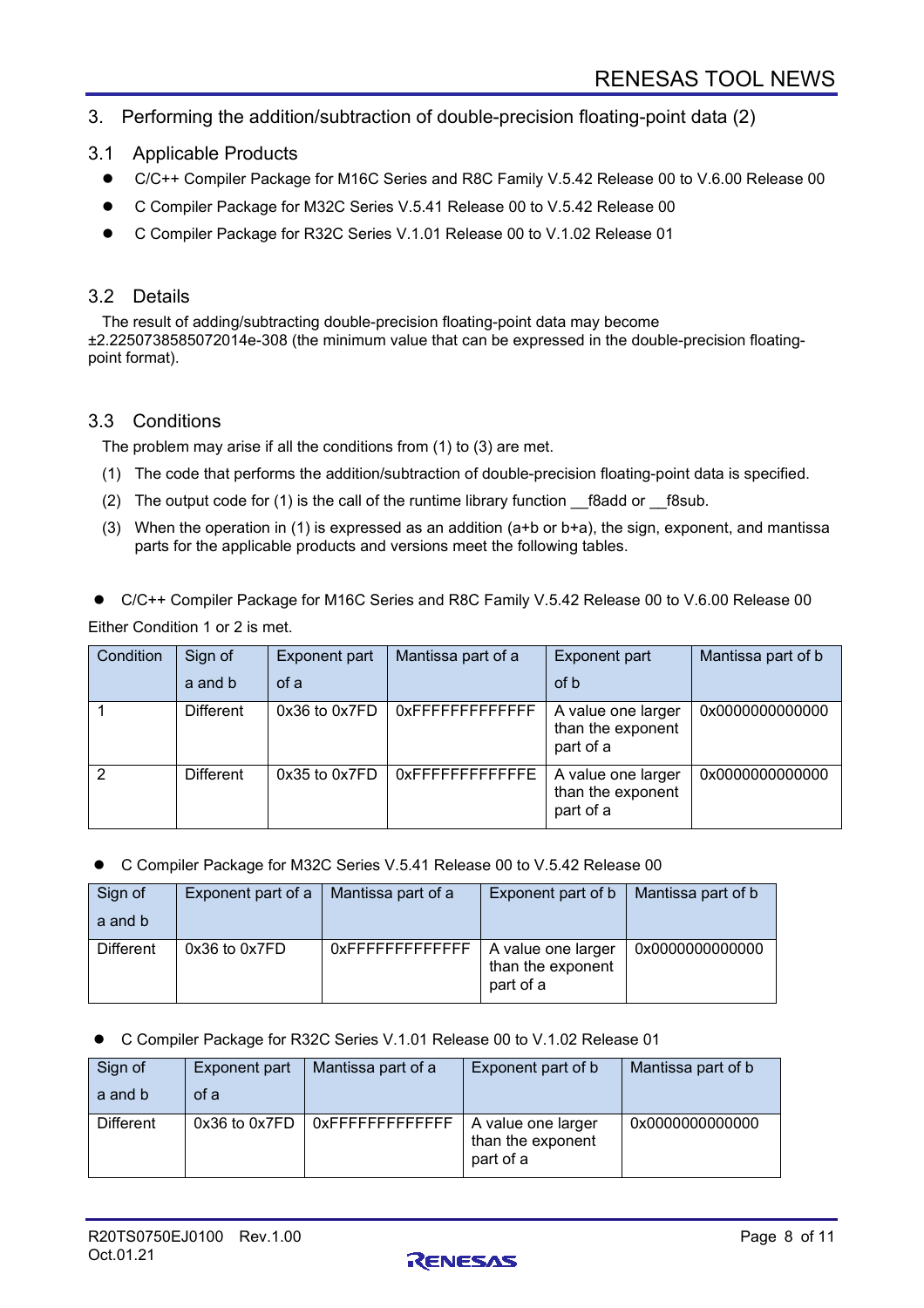## 3. Performing the addition/subtraction of double-precision floating-point data (2)

### 3.1 Applicable Products

- C/C++ Compiler Package for M16C Series and R8C Family V.5.42 Release 00 to V.6.00 Release 00
- C Compiler Package for M32C Series V.5.41 Release 00 to V.5.42 Release 00
- C Compiler Package for R32C Series V.1.01 Release 00 to V.1.02 Release 01

### 3.2 Details

The result of adding/subtracting double-precision floating-point data may become ±2.2250738585072014e-308 (the minimum value that can be expressed in the double-precision floating-point format).

### 3.3 Conditions

The problem may arise if all the conditions from (1) to (3) are met.

(1) The code that performs the addition/subtraction of double-precision floating-point data is specified.

(2) The output code for (1) is the call of the runtime library function __f8add or __f8sub.

(3) When the operation in (1) is expressed as an addition (a+b or b+a), the sign, exponent, and mantissa parts for the applicable products and versions meet the following tables.

- C/C++ Compiler Package for M16C Series and R8C Family V.5.42 Release 00 to V.6.00 Release 00

Either Condition 1 or 2 is met.

| Condition | Sign of a and b | Exponent part of a | Mantissa part of a | Exponent part of b | Mantissa part of b |
|---|---|---|---|---|---|
| 1 | Different | 0x36 to 0x7FD | 0xFFFFFFFFFFFFF | A value one larger than the exponent part of a | 0x0000000000000 |
| 2 | Different | 0x35 to 0x7FD | 0xFFFFFFFFFFFFE | A value one larger than the exponent part of a | 0x0000000000000 |

- C Compiler Package for M32C Series V.5.41 Release 00 to V.5.42 Release 00

| Sign of a and b | Exponent part of a | Mantissa part of a | Exponent part of b | Mantissa part of b |
|---|---|---|---|---|
| Different | 0x36 to 0x7FD | 0xFFFFFFFFFFFFF | A value one larger than the exponent part of a | 0x0000000000000 |

- C Compiler Package for R32C Series V.1.01 Release 00 to V.1.02 Release 01

| Sign of a and b | Exponent part of a | Mantissa part of a | Exponent part of b | Mantissa part of b |
|---|---|---|---|---|
| Different | 0x36 to 0x7FD | 0xFFFFFFFFFFFFF | A value one larger than the exponent part of a | 0x0000000000000 |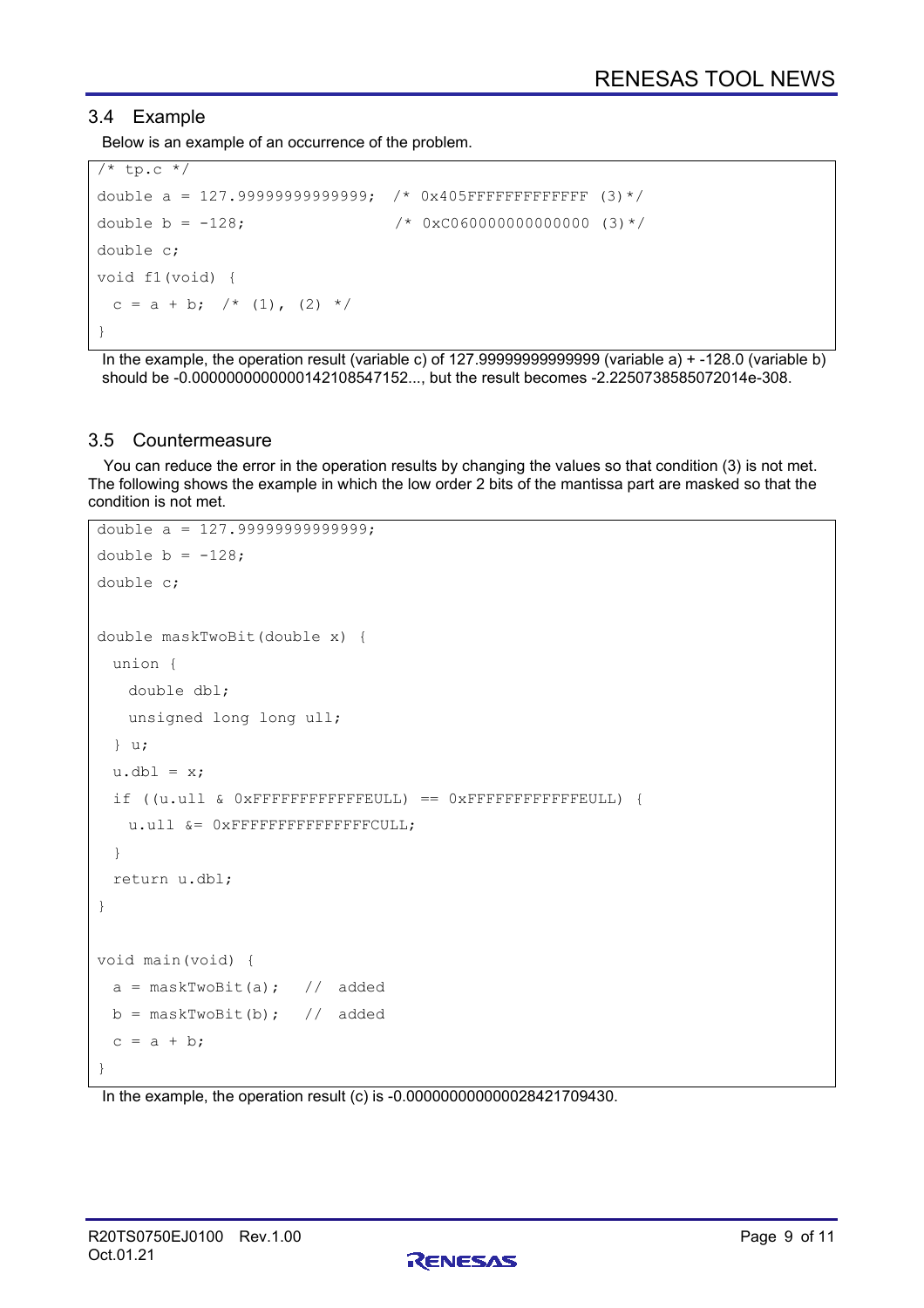## 3.4 Example

Below is an example of an occurrence of the problem.

```
/* tp.c */
double a = 127.99999999999999;  /* 0x405FFFFFFFFFFFFF (3)*/
double b = -128;                /* 0xC060000000000000 (3)*/
double c;
void f1(void) {
  c = a + b;  /* (1), (2) */
}
```

In the example, the operation result (variable c) of 127.99999999999999 (variable a) + -128.0 (variable b) should be -0.0000000000000142108547152..., but the result becomes -2.2250738585072014e-308.

## 3.5 Countermeasure

You can reduce the error in the operation results by changing the values so that condition (3) is not met. The following shows the example in which the low order 2 bits of the mantissa part are masked so that the condition is not met.

```
double a = 127.99999999999999;
double b = -128;
double c;

double maskTwoBit(double x) {
  union {
    double dbl;
    unsigned long long ull;
  } u;
  u.dbl = x;
  if ((u.ull & 0xFFFFFFFFFFFFFEULL) == 0xFFFFFFFFFFFFFEULL) {
    u.ull &= 0xFFFFFFFFFFFFFFFCULL;
  }
  return u.dbl;
}

void main(void) {
  a = maskTwoBit(a);  //  added
  b = maskTwoBit(b);  //  added
  c = a + b;
}
```

In the example, the operation result (c) is -0.000000000000028421709430.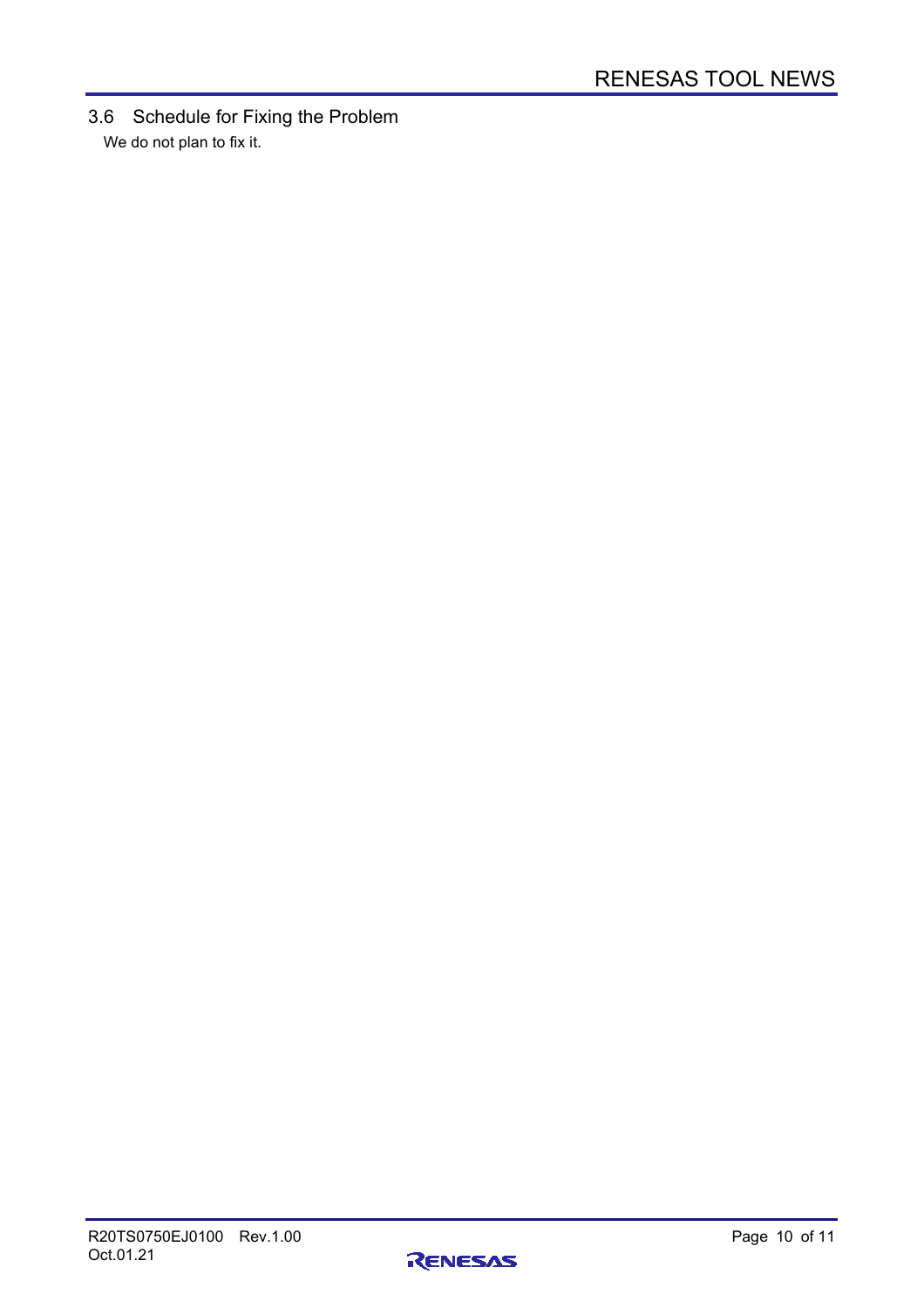### 3.6 Schedule for Fixing the Problem

We do not plan to fix it.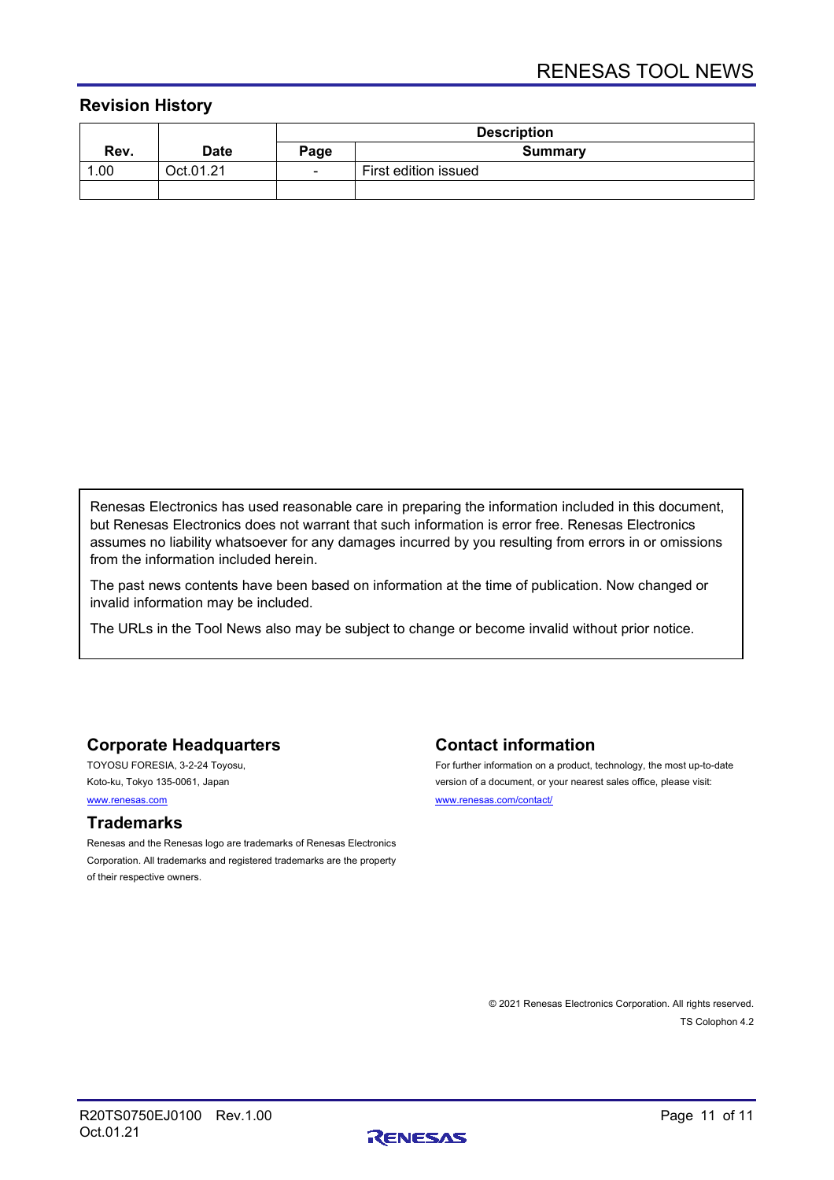## Revision History

| Rev. | Date | Description | |
|---|---|---|---|
| | | Page | Summary |
| 1.00 | Oct.01.21 | - | First edition issued |
| | | | |

Renesas Electronics has used reasonable care in preparing the information included in this document, but Renesas Electronics does not warrant that such information is error free. Renesas Electronics assumes no liability whatsoever for any damages incurred by you resulting from errors in or omissions from the information included herein.

The past news contents have been based on information at the time of publication. Now changed or invalid information may be included.

The URLs in the Tool News also may be subject to change or become invalid without prior notice.

### Corporate Headquarters

TOYOSU FORESIA, 3-2-24 Toyosu,
Koto-ku, Tokyo 135-0061, Japan
www.renesas.com

### Trademarks

Renesas and the Renesas logo are trademarks of Renesas Electronics Corporation. All trademarks and registered trademarks are the property of their respective owners.

### Contact information

For further information on a product, technology, the most up-to-date version of a document, or your nearest sales office, please visit:
www.renesas.com/contact/

© 2021 Renesas Electronics Corporation. All rights reserved.
TS Colophon 4.2